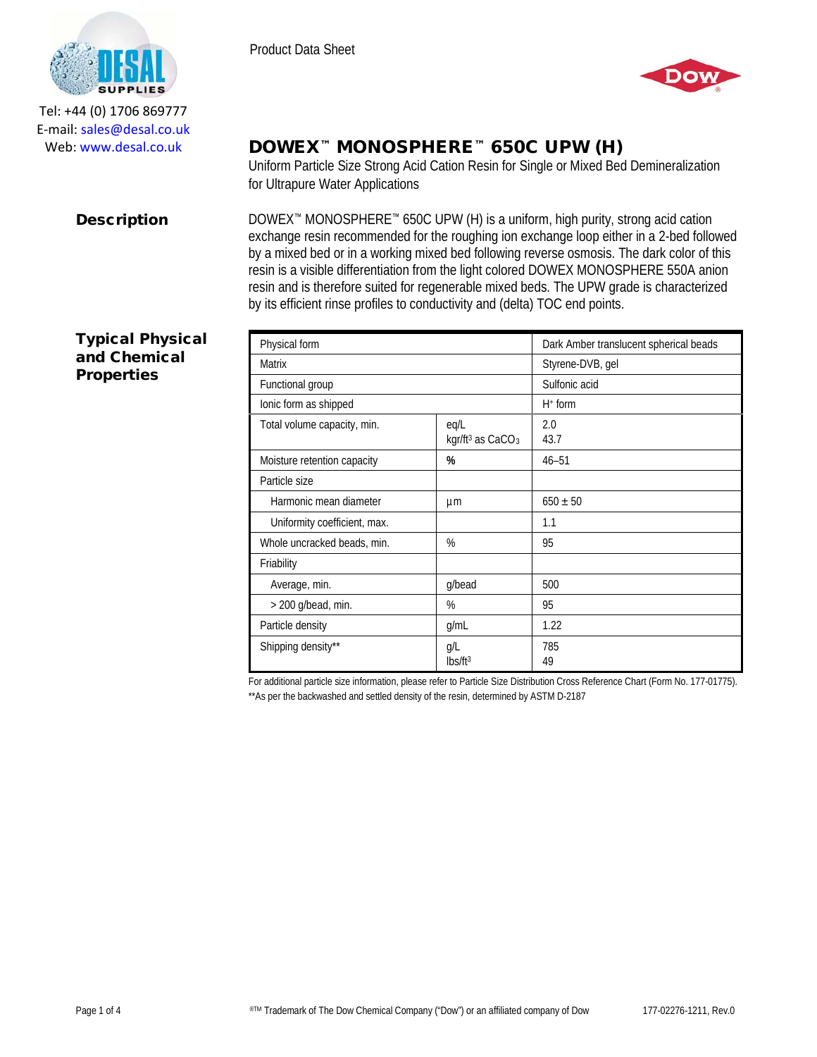Tel: +44 (0) 1706 869777
E-mail: sales@desal.co.uk
Web: www.desal.co.uk

Product Data Sheet

# DOWEX™ MONOSPHERE™ 650C UPW (H)

Uniform Particle Size Strong Acid Cation Resin for Single or Mixed Bed Demineralization for Ultrapure Water Applications

## Description

DOWEX™ MONOSPHERE™ 650C UPW (H) is a uniform, high purity, strong acid cation exchange resin recommended for the roughing ion exchange loop either in a 2-bed followed by a mixed bed or in a working mixed bed following reverse osmosis. The dark color of this resin is a visible differentiation from the light colored DOWEX MONOSPHERE 550A anion resin and is therefore suited for regenerable mixed beds. The UPW grade is characterized by its efficient rinse profiles to conductivity and (delta) TOC end points.

## Typical Physical and Chemical Properties

| Property | Unit | Value |
|---|---|---|
| Physical form | | Dark Amber translucent spherical beads |
| Matrix | | Styrene-DVB, gel |
| Functional group | | Sulfonic acid |
| Ionic form as shipped | | $H^+$ form |
| Total volume capacity, min. | eq/L<br>kgr/ft³ as $CaCO_3$ | 2.0<br>43.7 |
| Moisture retention capacity | % | 46–51 |
| Particle size | | |
| Harmonic mean diameter | µm | 650 ± 50 |
| Uniformity coefficient, max. | | 1.1 |
| Whole uncracked beads, min. | % | 95 |
| Friability | | |
| Average, min. | g/bead | 500 |
| > 200 g/bead, min. | % | 95 |
| Particle density | g/mL | 1.22 |
| Shipping density** | g/L<br>lbs/ft³ | 785<br>49 |

For additional particle size information, please refer to Particle Size Distribution Cross Reference Chart (Form No. 177-01775).
**As per the backwashed and settled density of the resin, determined by ASTM D-2187

®™ Trademark of The Dow Chemical Company ("Dow") or an affiliated company of Dow

177-02276-1211, Rev.0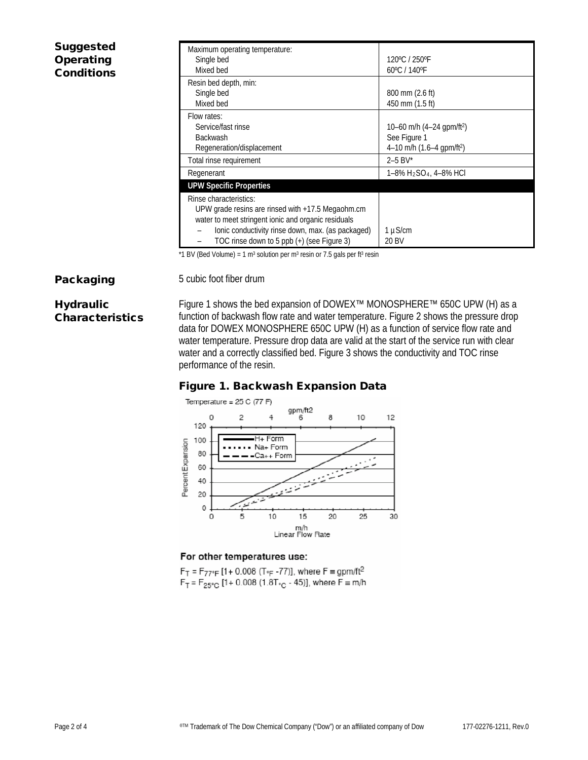## Suggested Operating Conditions

| | |
|---|---|
| Maximum operating temperature: | |
| Single bed | 120ºC / 250ºF |
| Mixed bed | 60ºC / 140ºF |
| Resin bed depth, min: | |
| Single bed | 800 mm (2.6 ft) |
| Mixed bed | 450 mm (1.5 ft) |
| Flow rates: | |
| Service/fast rinse | 10–60 m/h (4–24 gpm/ft$^2$) |
| Backwash | See Figure 1 |
| Regeneration/displacement | 4–10 m/h (1.6–4 gpm/ft$^2$) |
| Total rinse requirement | 2–5 BV* |
| Regenerant | 1–8% $H_2SO_4$, 4–8% HCl |
| **UPW Specific Properties** | |
| Rinse characteristics: UPW grade resins are rinsed with +17.5 Megaohm.cm water to meet stringent ionic and organic residuals | |
| – Ionic conductivity rinse down, max. (as packaged) | 1 µS/cm |
| – TOC rinse down to 5 ppb (+) (see Figure 3) | 20 BV |

*1 BV (Bed Volume) = 1 m$^3$ solution per m$^3$ resin or 7.5 gals per ft$^3$ resin

## Packaging

5 cubic foot fiber drum

## Hydraulic Characteristics

Figure 1 shows the bed expansion of DOWEX™ MONOSPHERE™ 650C UPW (H) as a function of backwash flow rate and water temperature. Figure 2 shows the pressure drop data for DOWEX MONOSPHERE 650C UPW (H) as a function of service flow rate and water temperature. Pressure drop data are valid at the start of the service run with clear water and a correctly classified bed. Figure 3 shows the conductivity and TOC rinse performance of the resin.

### Figure 1. Backwash Expansion Data

Temperature = 25 C (77 F)

For other temperatures use:

$F_T = F_{77°F} [1 + 0.008 (T_{°F} - 77)]$, where $F \equiv$ gpm/ft$^2$

$F_T = F_{25°C} [1 + 0.008 (1.8T_{°C} - 45)]$, where $F \equiv$ m/h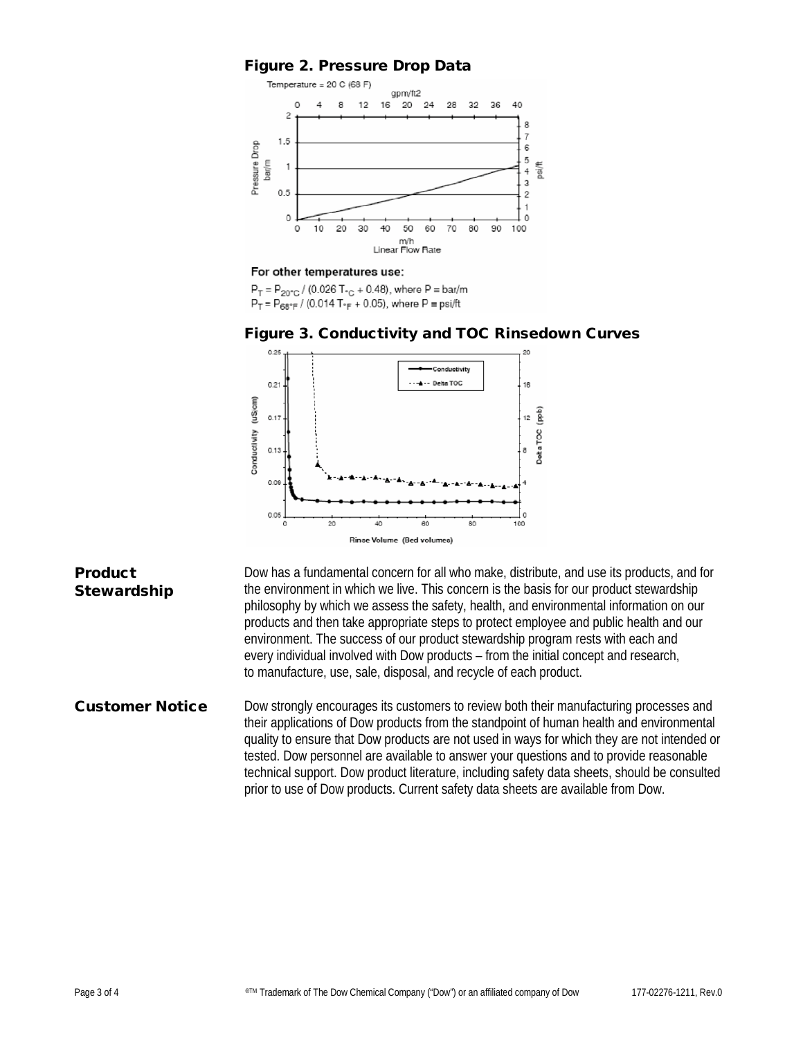### Figure 2. Pressure Drop Data

Temperature = 20 C (68 F)

For other temperatures use:

$P_T = P_{20°C} / (0.026\, T_{°C} + 0.48)$, where P = bar/m

$P_T = P_{68°F} / (0.014\, T_{°F} + 0.05)$, where P ≡ psi/ft

### Figure 3. Conductivity and TOC Rinsedown Curves

## Product Stewardship

Dow has a fundamental concern for all who make, distribute, and use its products, and for the environment in which we live. This concern is the basis for our product stewardship philosophy by which we assess the safety, health, and environmental information on our products and then take appropriate steps to protect employee and public health and our environment. The success of our product stewardship program rests with each and every individual involved with Dow products – from the initial concept and research, to manufacture, use, sale, disposal, and recycle of each product.

## Customer Notice

Dow strongly encourages its customers to review both their manufacturing processes and their applications of Dow products from the standpoint of human health and environmental quality to ensure that Dow products are not used in ways for which they are not intended or tested. Dow personnel are available to answer your questions and to provide reasonable technical support. Dow product literature, including safety data sheets, should be consulted prior to use of Dow products. Current safety data sheets are available from Dow.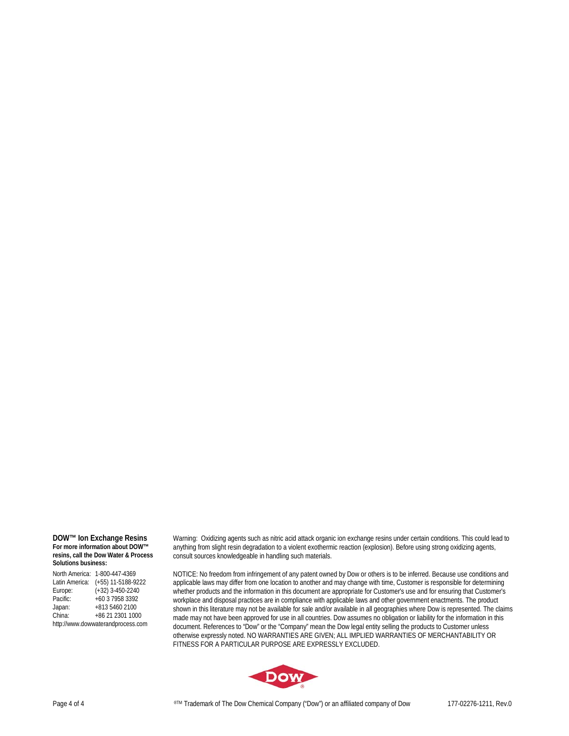**DOW™ Ion Exchange Resins**
**For more information about DOW™ resins, call the Dow Water & Process Solutions business:**

| | |
|---|---|
| North America: | 1-800-447-4369 |
| Latin America: | (+55) 11-5188-9222 |
| Europe: | (+32) 3-450-2240 |
| Pacific: | +60 3 7958 3392 |
| Japan: | +813 5460 2100 |
| China: | +86 21 2301 1000 |

http://www.dowwaterandprocess.com

Warning: Oxidizing agents such as nitric acid attack organic ion exchange resins under certain conditions. This could lead to anything from slight resin degradation to a violent exothermic reaction (explosion). Before using strong oxidizing agents, consult sources knowledgeable in handling such materials.

NOTICE: No freedom from infringement of any patent owned by Dow or others is to be inferred. Because use conditions and applicable laws may differ from one location to another and may change with time, Customer is responsible for determining whether products and the information in this document are appropriate for Customer's use and for ensuring that Customer's workplace and disposal practices are in compliance with applicable laws and other government enactments. The product shown in this literature may not be available for sale and/or available in all geographies where Dow is represented. The claims made may not have been approved for use in all countries. Dow assumes no obligation or liability for the information in this document. References to "Dow" or the "Company" mean the Dow legal entity selling the products to Customer unless otherwise expressly noted. NO WARRANTIES ARE GIVEN; ALL IMPLIED WARRANTIES OF MERCHANTABILITY OR FITNESS FOR A PARTICULAR PURPOSE ARE EXPRESSLY EXCLUDED.

®™ Trademark of The Dow Chemical Company ("Dow") or an affiliated company of Dow

177-02276-1211, Rev.0